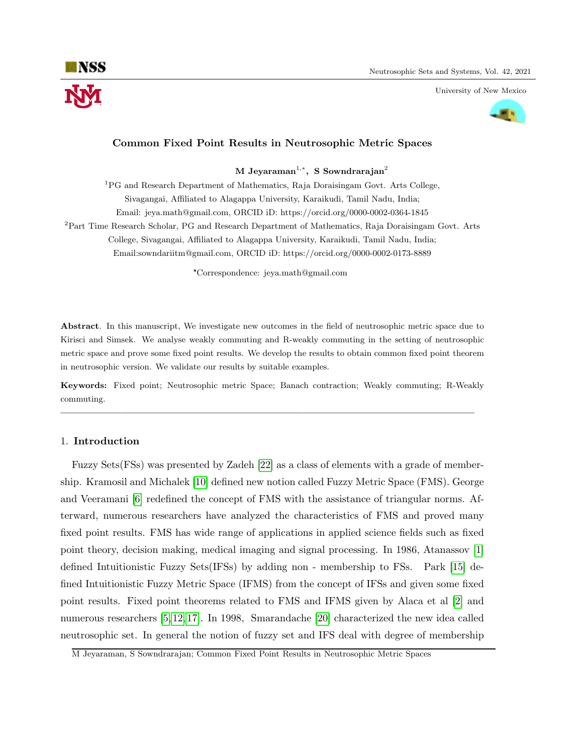# Common Fixed Point Results in Neutrosophic Metric Spaces

**M Jeyaraman[1,*], S Sowndrarajan[2]**

[1]PG and Research Department of Mathematics, Raja Doraisingam Govt. Arts College, Sivagangai, Affiliated to Alagappa University, Karaikudi, Tamil Nadu, India; Email: jeya.math@gmail.com, ORCID iD: https://orcid.org/0000-0002-0364-1845

[2]Part Time Research Scholar, PG and Research Department of Mathematics, Raja Doraisingam Govt. Arts College, Sivagangai, Affiliated to Alagappa University, Karaikudi, Tamil Nadu, India; Email:sowndariitm@gmail.com, ORCID iD: https://orcid.org/0000-0002-0173-8889

*Correspondence: jeya.math@gmail.com

**Abstract**. In this manuscript, We investigate new outcomes in the field of neutrosophic metric space due to Kirisci and Simsek. We analyse weakly commuting and R-weakly commuting in the setting of neutrosophic metric space and prove some fixed point results. We develop the results to obtain common fixed point theorem in neutrosophic version. We validate our results by suitable examples.

**Keywords:** Fixed point; Neutrosophic metric Space; Banach contraction; Weakly commuting; R-Weakly commuting.

---

## 1. Introduction

Fuzzy Sets(FSs) was presented by Zadeh [22] as a class of elements with a grade of membership. Kramosil and Michalek [10] defined new notion called Fuzzy Metric Space (FMS). George and Veeramani [6] redefined the concept of FMS with the assistance of triangular norms. Afterward, numerous researchers have analyzed the characteristics of FMS and proved many fixed point results. FMS has wide range of applications in applied science fields such as fixed point theory, decision making, medical imaging and signal processing. In 1986, Atanassov [1] defined Intuitionistic Fuzzy Sets(IFSs) by adding non - membership to FSs. Park [15] defined Intuitionistic Fuzzy Metric Space (IFMS) from the concept of IFSs and given some fixed point results. Fixed point theorems related to FMS and IFMS given by Alaca et al [2] and numerous researchers [5,12,17]. In 1998, Smarandache [20] characterized the new idea called neutrosophic set. In general the notion of fuzzy set and IFS deal with degree of membership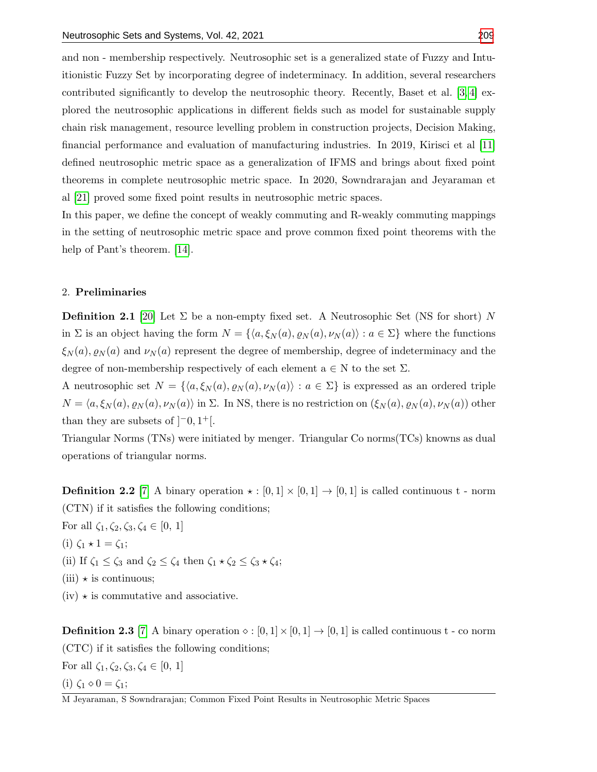and non - membership respectively. Neutrosophic set is a generalized state of Fuzzy and Intuitionistic Fuzzy Set by incorporating degree of indeterminacy. In addition, several researchers contributed significantly to develop the neutrosophic theory. Recently, Baset et al. [3,4] explored the neutrosophic applications in different fields such as model for sustainable supply chain risk management, resource levelling problem in construction projects, Decision Making, financial performance and evaluation of manufacturing industries. In 2019, Kirisci et al [11] defined neutrosophic metric space as a generalization of IFMS and brings about fixed point theorems in complete neutrosophic metric space. In 2020, Sowndrarajan and Jeyaraman et al [21] proved some fixed point results in neutrosophic metric spaces.

In this paper, we define the concept of weakly commuting and R-weakly commuting mappings in the setting of neutrosophic metric space and prove common fixed point theorems with the help of Pant's theorem. [14].

## 2. **Preliminaries**

**Definition 2.1** [20] Let $\Sigma$ be a non-empty fixed set. A Neutrosophic Set (NS for short) $N$ in $\Sigma$ is an object having the form $N = \{\langle a, \xi_N(a), \varrho_N(a), \nu_N(a)\rangle : a \in \Sigma\}$ where the functions $\xi_N(a), \varrho_N(a)$ and $\nu_N(a)$ represent the degree of membership, degree of indeterminacy and the degree of non-membership respectively of each element a $\in$ N to the set $\Sigma$.

A neutrosophic set $N = \{\langle a, \xi_N(a), \varrho_N(a), \nu_N(a)\rangle : a \in \Sigma\}$ is expressed as an ordered triple $N = \langle a, \xi_N(a), \varrho_N(a), \nu_N(a)\rangle$ in $\Sigma$. In NS, there is no restriction on $(\xi_N(a), \varrho_N(a), \nu_N(a))$ other than they are subsets of $]^-0, 1^+[$.

Triangular Norms (TNs) were initiated by menger. Triangular Co norms(TCs) knowns as dual operations of triangular norms.

**Definition 2.2** [7] A binary operation $\star : [0,1] \times [0,1] \to [0,1]$ is called continuous t - norm (CTN) if it satisfies the following conditions;

For all $\zeta_1, \zeta_2, \zeta_3, \zeta_4 \in [0,\ 1]$

(i) $\zeta_1 \star 1 = \zeta_1$;

(ii) If $\zeta_1 \leq \zeta_3$ and $\zeta_2 \leq \zeta_4$ then $\zeta_1 \star \zeta_2 \leq \zeta_3 \star \zeta_4$;

(iii) $\star$ is continuous;

(iv) $\star$ is commutative and associative.

**Definition 2.3** [7] A binary operation $\diamond : [0,1] \times [0,1] \to [0,1]$ is called continuous t - co norm (CTC) if it satisfies the following conditions;

For all $\zeta_1, \zeta_2, \zeta_3, \zeta_4 \in [0,\ 1]$

(i) $\zeta_1 \diamond 0 = \zeta_1$;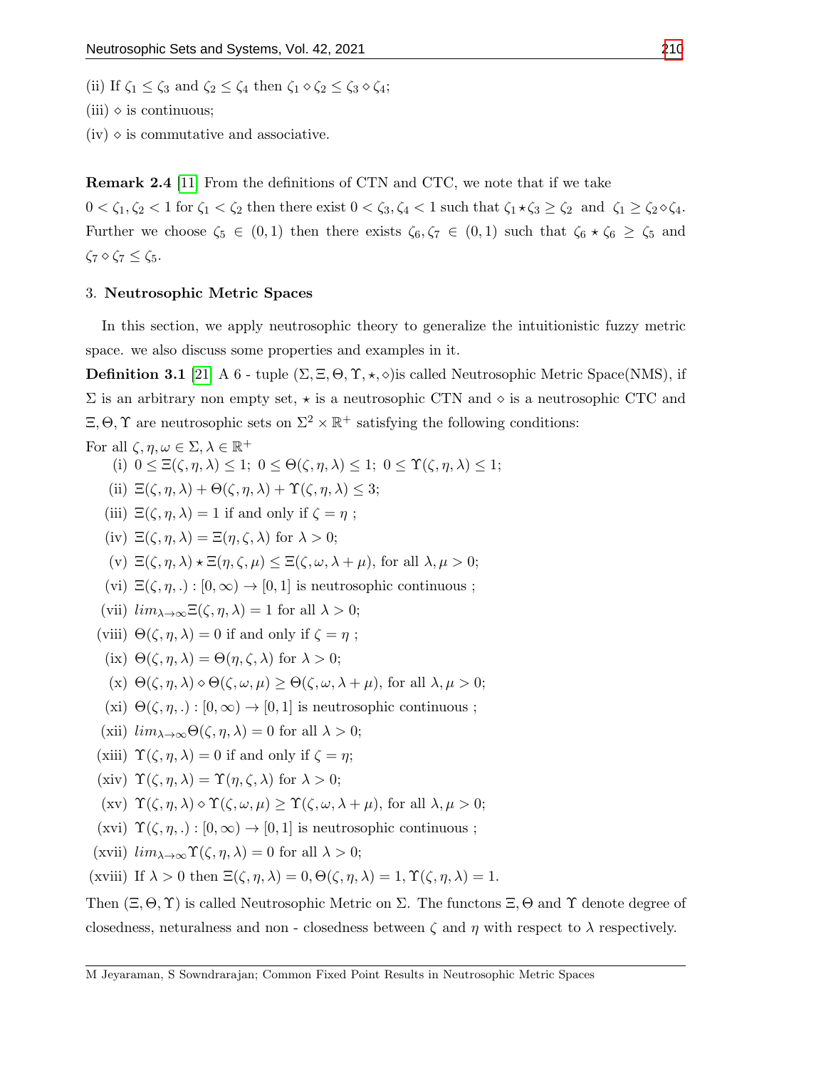(ii) If $\zeta_1 \leq \zeta_3$ and $\zeta_2 \leq \zeta_4$ then $\zeta_1 \diamond \zeta_2 \leq \zeta_3 \diamond \zeta_4$;

(iii) $\diamond$ is continuous;

(iv) $\diamond$ is commutative and associative.

**Remark 2.4** [11] From the definitions of CTN and CTC, we note that if we take $0 < \zeta_1, \zeta_2 < 1$ for $\zeta_1 < \zeta_2$ then there exist $0 < \zeta_3, \zeta_4 < 1$ such that $\zeta_1 \star \zeta_3 \geq \zeta_2$ and $\zeta_1 \geq \zeta_2 \diamond \zeta_4$. Further we choose $\zeta_5 \in (0,1)$ then there exists $\zeta_6, \zeta_7 \in (0,1)$ such that $\zeta_6 \star \zeta_6 \geq \zeta_5$ and $\zeta_7 \diamond \zeta_7 \leq \zeta_5$.

## 3. Neutrosophic Metric Spaces

In this section, we apply neutrosophic theory to generalize the intuitionistic fuzzy metric space. we also discuss some properties and examples in it.

**Definition 3.1** [21] A 6 - tuple $(\Sigma, \Xi, \Theta, \Upsilon, \star, \diamond)$is called Neutrosophic Metric Space(NMS), if $\Sigma$ is an arbitrary non empty set, $\star$ is a neutrosophic CTN and $\diamond$ is a neutrosophic CTC and $\Xi, \Theta, \Upsilon$ are neutrosophic sets on $\Sigma^2 \times \mathbb{R}^+$ satisfying the following conditions:

For all $\zeta, \eta, \omega \in \Sigma, \lambda \in \mathbb{R}^+$

(i) $0 \leq \Xi(\zeta, \eta, \lambda) \leq 1;\ 0 \leq \Theta(\zeta, \eta, \lambda) \leq 1;\ 0 \leq \Upsilon(\zeta, \eta, \lambda) \leq 1;$

(ii) $\Xi(\zeta, \eta, \lambda) + \Theta(\zeta, \eta, \lambda) + \Upsilon(\zeta, \eta, \lambda) \leq 3;$

(iii) $\Xi(\zeta, \eta, \lambda) = 1$ if and only if $\zeta = \eta$ ;

(iv) $\Xi(\zeta, \eta, \lambda) = \Xi(\eta, \zeta, \lambda)$ for $\lambda > 0$;

(v) $\Xi(\zeta, \eta, \lambda) \star \Xi(\eta, \zeta, \mu) \leq \Xi(\zeta, \omega, \lambda + \mu)$, for all $\lambda, \mu > 0$;

(vi) $\Xi(\zeta, \eta, .) : [0, \infty) \rightarrow [0, 1]$ is neutrosophic continuous ;

(vii) $lim_{\lambda \rightarrow \infty} \Xi(\zeta, \eta, \lambda) = 1$ for all $\lambda > 0$;

(viii) $\Theta(\zeta, \eta, \lambda) = 0$ if and only if $\zeta = \eta$ ;

(ix) $\Theta(\zeta, \eta, \lambda) = \Theta(\eta, \zeta, \lambda)$ for $\lambda > 0$;

(x) $\Theta(\zeta, \eta, \lambda) \diamond \Theta(\zeta, \omega, \mu) \geq \Theta(\zeta, \omega, \lambda + \mu)$, for all $\lambda, \mu > 0$;

(xi) $\Theta(\zeta, \eta, .) : [0, \infty) \rightarrow [0, 1]$ is neutrosophic continuous ;

(xii) $lim_{\lambda \rightarrow \infty} \Theta(\zeta, \eta, \lambda) = 0$ for all $\lambda > 0$;

(xiii) $\Upsilon(\zeta, \eta, \lambda) = 0$ if and only if $\zeta = \eta$;

(xiv) $\Upsilon(\zeta, \eta, \lambda) = \Upsilon(\eta, \zeta, \lambda)$ for $\lambda > 0$;

(xv) $\Upsilon(\zeta, \eta, \lambda) \diamond \Upsilon(\zeta, \omega, \mu) \geq \Upsilon(\zeta, \omega, \lambda + \mu)$, for all $\lambda, \mu > 0$;

(xvi) $\Upsilon(\zeta, \eta, .) : [0, \infty) \rightarrow [0, 1]$ is neutrosophic continuous ;

(xvii) $lim_{\lambda \rightarrow \infty} \Upsilon(\zeta, \eta, \lambda) = 0$ for all $\lambda > 0$;

(xviii) If $\lambda > 0$ then $\Xi(\zeta, \eta, \lambda) = 0, \Theta(\zeta, \eta, \lambda) = 1, \Upsilon(\zeta, \eta, \lambda) = 1$.

Then $(\Xi, \Theta, \Upsilon)$ is called Neutrosophic Metric on $\Sigma$. The functons $\Xi, \Theta$ and $\Upsilon$ denote degree of closedness, neturalness and non - closedness between $\zeta$ and $\eta$ with respect to $\lambda$ respectively.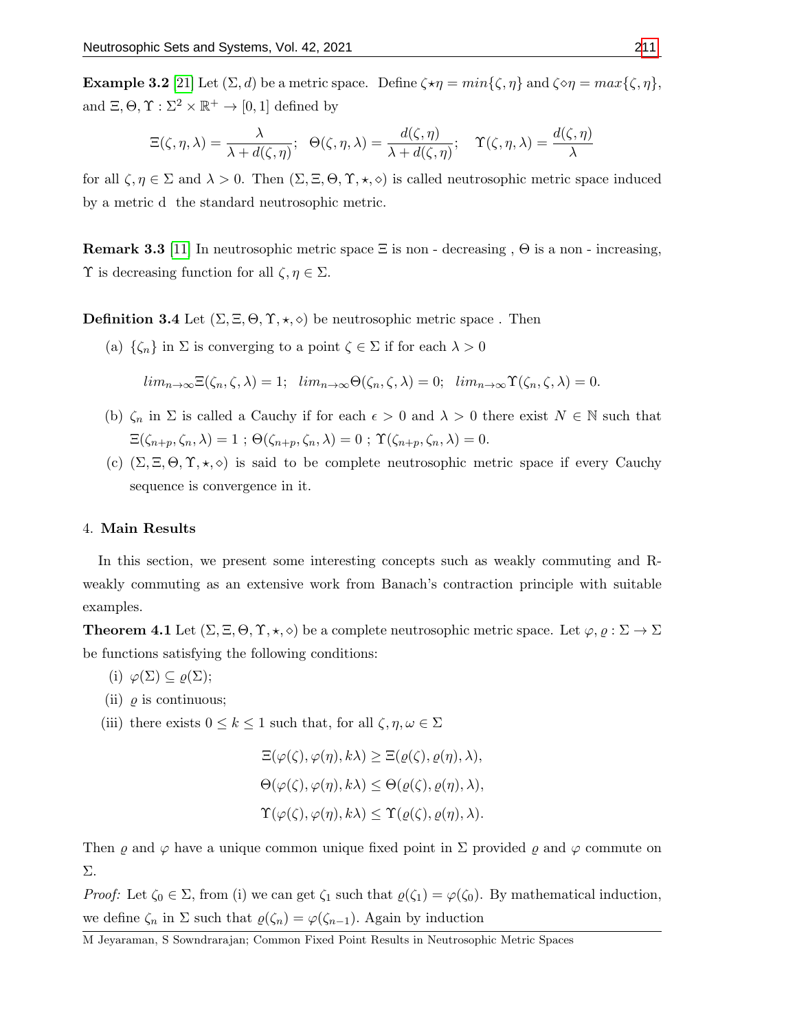**Example 3.2** [21] Let $(\Sigma, d)$ be a metric space. Define $\zeta \star \eta = min\{\zeta, \eta\}$ and $\zeta \diamond \eta = max\{\zeta, \eta\}$, and $\Xi, \Theta, \Upsilon : \Sigma^2 \times \mathbb{R}^+ \to [0, 1]$ defined by

$$\Xi(\zeta, \eta, \lambda) = \frac{\lambda}{\lambda + d(\zeta, \eta)}; \quad \Theta(\zeta, \eta, \lambda) = \frac{d(\zeta, \eta)}{\lambda + d(\zeta, \eta)}; \quad \Upsilon(\zeta, \eta, \lambda) = \frac{d(\zeta, \eta)}{\lambda}$$

for all $\zeta, \eta \in \Sigma$ and $\lambda > 0$. Then $(\Sigma, \Xi, \Theta, \Upsilon, \star, \diamond)$ is called neutrosophic metric space induced by a metric d the standard neutrosophic metric.

**Remark 3.3** [11] In neutrosophic metric space $\Xi$ is non - decreasing , $\Theta$ is a non - increasing, $\Upsilon$ is decreasing function for all $\zeta, \eta \in \Sigma$.

**Definition 3.4** Let $(\Sigma, \Xi, \Theta, \Upsilon, \star, \diamond)$ be neutrosophic metric space . Then

(a) $\{\zeta_n\}$ in $\Sigma$ is converging to a point $\zeta \in \Sigma$ if for each $\lambda > 0$

$$lim_{n\to\infty}\Xi(\zeta_n, \zeta, \lambda) = 1; \quad lim_{n\to\infty}\Theta(\zeta_n, \zeta, \lambda) = 0; \quad lim_{n\to\infty}\Upsilon(\zeta_n, \zeta, \lambda) = 0.$$

(b) $\zeta_n$ in $\Sigma$ is called a Cauchy if for each $\epsilon > 0$ and $\lambda > 0$ there exist $N \in \mathbb{N}$ such that $\Xi(\zeta_{n+p}, \zeta_n, \lambda) = 1$ ; $\Theta(\zeta_{n+p}, \zeta_n, \lambda) = 0$ ; $\Upsilon(\zeta_{n+p}, \zeta_n, \lambda) = 0$.

(c) $(\Sigma, \Xi, \Theta, \Upsilon, \star, \diamond)$ is said to be complete neutrosophic metric space if every Cauchy sequence is convergence in it.

## 4. Main Results

In this section, we present some interesting concepts such as weakly commuting and R-weakly commuting as an extensive work from Banach's contraction principle with suitable examples.

**Theorem 4.1** Let $(\Sigma, \Xi, \Theta, \Upsilon, \star, \diamond)$ be a complete neutrosophic metric space. Let $\varphi, \varrho : \Sigma \to \Sigma$ be functions satisfying the following conditions:

(i) $\varphi(\Sigma) \subseteq \varrho(\Sigma)$;

(ii) $\varrho$ is continuous;

(iii) there exists $0 \leq k \leq 1$ such that, for all $\zeta, \eta, \omega \in \Sigma$

$$\Xi(\varphi(\zeta), \varphi(\eta), k\lambda) \geq \Xi(\varrho(\zeta), \varrho(\eta), \lambda),$$

$$\Theta(\varphi(\zeta), \varphi(\eta), k\lambda) \leq \Theta(\varrho(\zeta), \varrho(\eta), \lambda),$$

$$\Upsilon(\varphi(\zeta), \varphi(\eta), k\lambda) \leq \Upsilon(\varrho(\zeta), \varrho(\eta), \lambda).$$

Then $\varrho$ and $\varphi$ have a unique common unique fixed point in $\Sigma$ provided $\varrho$ and $\varphi$ commute on $\Sigma$.

*Proof:* Let $\zeta_0 \in \Sigma$, from (i) we can get $\zeta_1$ such that $\varrho(\zeta_1) = \varphi(\zeta_0)$. By mathematical induction, we define $\zeta_n$ in $\Sigma$ such that $\varrho(\zeta_n) = \varphi(\zeta_{n-1})$. Again by induction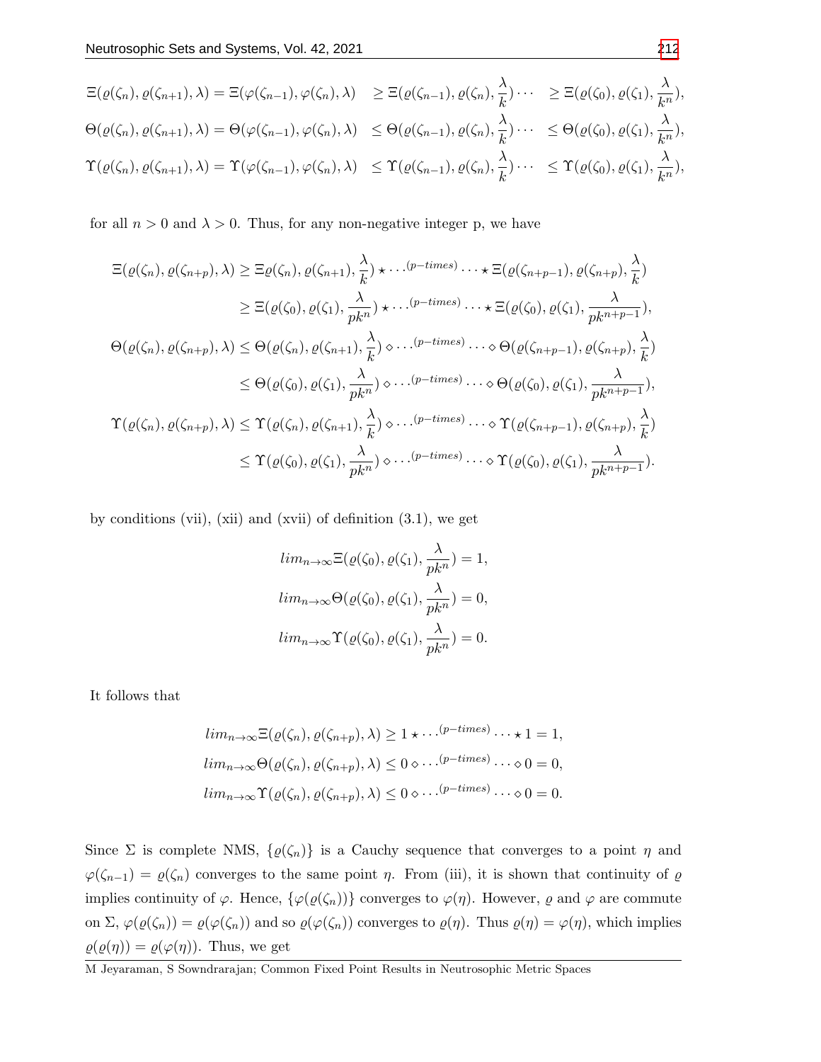$$\Xi(\varrho(\zeta_n), \varrho(\zeta_{n+1}), \lambda) = \Xi(\varphi(\zeta_{n-1}), \varphi(\zeta_n), \lambda) \quad \geq \Xi(\varrho(\zeta_{n-1}), \varrho(\zeta_n), \frac{\lambda}{k}) \cdots \quad \geq \Xi(\varrho(\zeta_0), \varrho(\zeta_1), \frac{\lambda}{k^n}),$$

$$\Theta(\varrho(\zeta_n), \varrho(\zeta_{n+1}), \lambda) = \Theta(\varphi(\zeta_{n-1}), \varphi(\zeta_n), \lambda) \quad \leq \Theta(\varrho(\zeta_{n-1}), \varrho(\zeta_n), \frac{\lambda}{k}) \cdots \quad \leq \Theta(\varrho(\zeta_0), \varrho(\zeta_1), \frac{\lambda}{k^n}),$$

$$\Upsilon(\varrho(\zeta_n), \varrho(\zeta_{n+1}), \lambda) = \Upsilon(\varphi(\zeta_{n-1}), \varphi(\zeta_n), \lambda) \quad \leq \Upsilon(\varrho(\zeta_{n-1}), \varrho(\zeta_n), \frac{\lambda}{k}) \cdots \quad \leq \Upsilon(\varrho(\zeta_0), \varrho(\zeta_1), \frac{\lambda}{k^n}),$$

for all $n > 0$ and $\lambda > 0$. Thus, for any non-negative integer p, we have

$$\begin{aligned}
\Xi(\varrho(\zeta_n), \varrho(\zeta_{n+p}), \lambda) &\geq \Xi\varrho(\zeta_n), \varrho(\zeta_{n+1}), \frac{\lambda}{k}) \star \cdots^{(p-times)} \cdots \star \Xi(\varrho(\zeta_{n+p-1}), \varrho(\zeta_{n+p}), \frac{\lambda}{k}) \\
&\geq \Xi(\varrho(\zeta_0), \varrho(\zeta_1), \frac{\lambda}{pk^n}) \star \cdots^{(p-times)} \cdots \star \Xi(\varrho(\zeta_0), \varrho(\zeta_1), \frac{\lambda}{pk^{n+p-1}}), \\
\Theta(\varrho(\zeta_n), \varrho(\zeta_{n+p}), \lambda) &\leq \Theta(\varrho(\zeta_n), \varrho(\zeta_{n+1}), \frac{\lambda}{k}) \diamond \cdots^{(p-times)} \cdots \diamond \Theta(\varrho(\zeta_{n+p-1}), \varrho(\zeta_{n+p}), \frac{\lambda}{k}) \\
&\leq \Theta(\varrho(\zeta_0), \varrho(\zeta_1), \frac{\lambda}{pk^n}) \diamond \cdots^{(p-times)} \cdots \diamond \Theta(\varrho(\zeta_0), \varrho(\zeta_1), \frac{\lambda}{pk^{n+p-1}}), \\
\Upsilon(\varrho(\zeta_n), \varrho(\zeta_{n+p}), \lambda) &\leq \Upsilon(\varrho(\zeta_n), \varrho(\zeta_{n+1}), \frac{\lambda}{k}) \diamond \cdots^{(p-times)} \cdots \diamond \Upsilon(\varrho(\zeta_{n+p-1}), \varrho(\zeta_{n+p}), \frac{\lambda}{k}) \\
&\leq \Upsilon(\varrho(\zeta_0), \varrho(\zeta_1), \frac{\lambda}{pk^n}) \diamond \cdots^{(p-times)} \cdots \diamond \Upsilon(\varrho(\zeta_0), \varrho(\zeta_1), \frac{\lambda}{pk^{n+p-1}}).
\end{aligned}$$

by conditions (vii), (xii) and (xvii) of definition (3.1), we get

$$lim_{n\to\infty}\Xi(\varrho(\zeta_0), \varrho(\zeta_1), \frac{\lambda}{pk^n}) = 1,$$

$$lim_{n\to\infty}\Theta(\varrho(\zeta_0), \varrho(\zeta_1), \frac{\lambda}{pk^n}) = 0,$$

$$lim_{n\to\infty}\Upsilon(\varrho(\zeta_0), \varrho(\zeta_1), \frac{\lambda}{pk^n}) = 0.$$

It follows that

$$lim_{n\to\infty}\Xi(\varrho(\zeta_n), \varrho(\zeta_{n+p}), \lambda) \geq 1 \star \cdots^{(p-times)} \cdots \star 1 = 1,$$

$$lim_{n\to\infty}\Theta(\varrho(\zeta_n), \varrho(\zeta_{n+p}), \lambda) \leq 0 \diamond \cdots^{(p-times)} \cdots \diamond 0 = 0,$$

$$lim_{n\to\infty}\Upsilon(\varrho(\zeta_n), \varrho(\zeta_{n+p}), \lambda) \leq 0 \diamond \cdots^{(p-times)} \cdots \diamond 0 = 0.$$

Since $\Sigma$ is complete NMS, $\{\varrho(\zeta_n)\}$ is a Cauchy sequence that converges to a point $\eta$ and $\varphi(\zeta_{n-1}) = \varrho(\zeta_n)$ converges to the same point $\eta$. From (iii), it is shown that continuity of $\varrho$ implies continuity of $\varphi$. Hence, $\{\varphi(\varrho(\zeta_n))\}$ converges to $\varphi(\eta)$. However, $\varrho$ and $\varphi$ are commute on $\Sigma$, $\varphi(\varrho(\zeta_n)) = \varrho(\varphi(\zeta_n))$ and so $\varrho(\varphi(\zeta_n))$ converges to $\varrho(\eta)$. Thus $\varrho(\eta) = \varphi(\eta)$, which implies $\varrho(\varrho(\eta)) = \varrho(\varphi(\eta))$. Thus, we get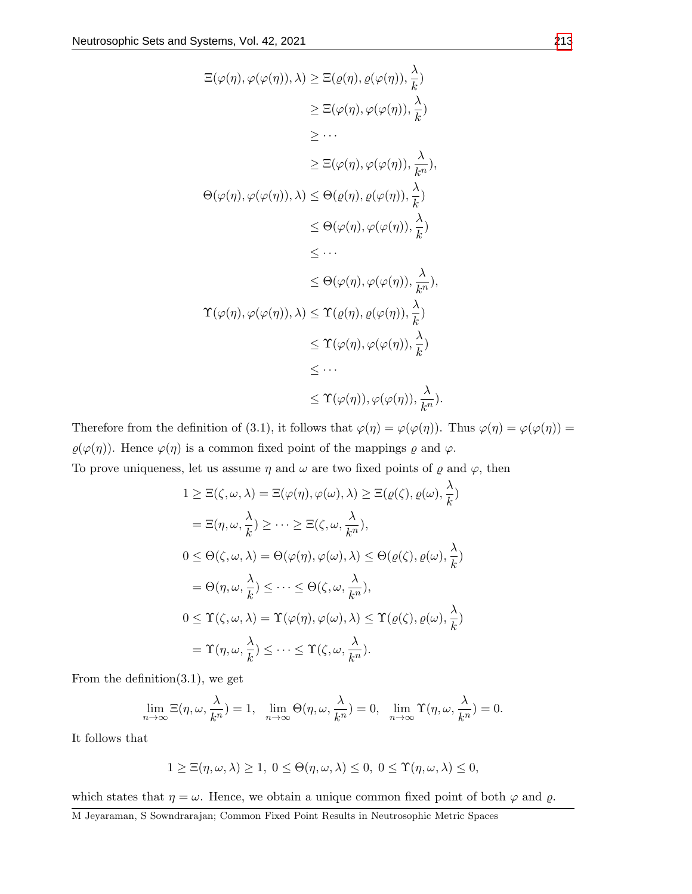$$
\begin{aligned}
\Xi(\varphi(\eta), \varphi(\varphi(\eta)), \lambda) &\geq \Xi(\varrho(\eta), \varrho(\varphi(\eta)), \frac{\lambda}{k}) \\
&\geq \Xi(\varphi(\eta), \varphi(\varphi(\eta)), \frac{\lambda}{k}) \\
&\geq \cdots \\
&\geq \Xi(\varphi(\eta), \varphi(\varphi(\eta)), \frac{\lambda}{k^n}), \\
\Theta(\varphi(\eta), \varphi(\varphi(\eta)), \lambda) &\leq \Theta(\varrho(\eta), \varrho(\varphi(\eta)), \frac{\lambda}{k}) \\
&\leq \Theta(\varphi(\eta), \varphi(\varphi(\eta)), \frac{\lambda}{k}) \\
&\leq \cdots \\
&\leq \Theta(\varphi(\eta), \varphi(\varphi(\eta)), \frac{\lambda}{k^n}), \\
\Upsilon(\varphi(\eta), \varphi(\varphi(\eta)), \lambda) &\leq \Upsilon(\varrho(\eta), \varrho(\varphi(\eta)), \frac{\lambda}{k}) \\
&\leq \Upsilon(\varphi(\eta), \varphi(\varphi(\eta)), \frac{\lambda}{k}) \\
&\leq \cdots \\
&\leq \Upsilon(\varphi(\eta)), \varphi(\varphi(\eta)), \frac{\lambda}{k^n}).
\end{aligned}
$$

Therefore from the definition of (3.1), it follows that $\varphi(\eta) = \varphi(\varphi(\eta))$. Thus $\varphi(\eta) = \varphi(\varphi(\eta)) = \varrho(\varphi(\eta))$. Hence $\varphi(\eta)$ is a common fixed point of the mappings $\varrho$ and $\varphi$.

To prove uniqueness, let us assume $\eta$ and $\omega$ are two fixed points of $\varrho$ and $\varphi$, then

$$
\begin{aligned}
1 &\geq \Xi(\zeta, \omega, \lambda) = \Xi(\varphi(\eta), \varphi(\omega), \lambda) \geq \Xi(\varrho(\zeta), \varrho(\omega), \frac{\lambda}{k}) \\
&= \Xi(\eta, \omega, \frac{\lambda}{k}) \geq \cdots \geq \Xi(\zeta, \omega, \frac{\lambda}{k^n}), \\
0 &\leq \Theta(\zeta, \omega, \lambda) = \Theta(\varphi(\eta), \varphi(\omega), \lambda) \leq \Theta(\varrho(\zeta), \varrho(\omega), \frac{\lambda}{k}) \\
&= \Theta(\eta, \omega, \frac{\lambda}{k}) \leq \cdots \leq \Theta(\zeta, \omega, \frac{\lambda}{k^n}), \\
0 &\leq \Upsilon(\zeta, \omega, \lambda) = \Upsilon(\varphi(\eta), \varphi(\omega), \lambda) \leq \Upsilon(\varrho(\zeta), \varrho(\omega), \frac{\lambda}{k}) \\
&= \Upsilon(\eta, \omega, \frac{\lambda}{k}) \leq \cdots \leq \Upsilon(\zeta, \omega, \frac{\lambda}{k^n}).
\end{aligned}
$$

From the definition(3.1), we get

$$
\lim_{n\to\infty} \Xi(\eta, \omega, \frac{\lambda}{k^n}) = 1, \quad \lim_{n\to\infty} \Theta(\eta, \omega, \frac{\lambda}{k^n}) = 0, \quad \lim_{n\to\infty} \Upsilon(\eta, \omega, \frac{\lambda}{k^n}) = 0.
$$

It follows that

$$
1 \geq \Xi(\eta, \omega, \lambda) \geq 1, \ 0 \leq \Theta(\eta, \omega, \lambda) \leq 0, \ 0 \leq \Upsilon(\eta, \omega, \lambda) \leq 0,
$$

which states that $\eta = \omega$. Hence, we obtain a unique common fixed point of both $\varphi$ and $\varrho$.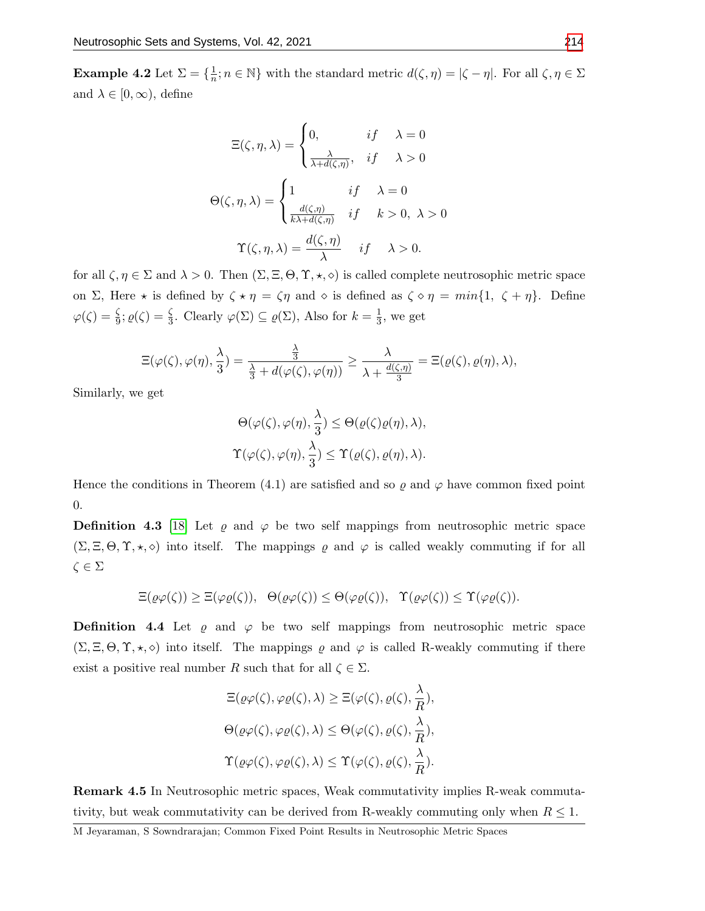**Example 4.2** Let $\Sigma = \{\frac{1}{n}; n \in \mathbb{N}\}$ with the standard metric $d(\zeta, \eta) = |\zeta - \eta|$. For all $\zeta, \eta \in \Sigma$ and $\lambda \in [0, \infty)$, define

$$\Xi(\zeta, \eta, \lambda) = \begin{cases} 0, & if \quad \lambda = 0 \\ \frac{\lambda}{\lambda + d(\zeta, \eta)}, & if \quad \lambda > 0 \end{cases}$$

$$\Theta(\zeta, \eta, \lambda) = \begin{cases} 1 & if \quad \lambda = 0 \\ \frac{d(\zeta, \eta)}{k\lambda + d(\zeta, \eta)} & if \quad k > 0, \ \lambda > 0 \end{cases}$$

$$\Upsilon(\zeta, \eta, \lambda) = \frac{d(\zeta, \eta)}{\lambda} \quad if \quad \lambda > 0.$$

for all $\zeta, \eta \in \Sigma$ and $\lambda > 0$. Then $(\Sigma, \Xi, \Theta, \Upsilon, \star, \diamond)$ is called complete neutrosophic metric space on $\Sigma$, Here $\star$ is defined by $\zeta \star \eta = \zeta\eta$ and $\diamond$ is defined as $\zeta \diamond \eta = min\{1, \ \zeta + \eta\}$. Define $\varphi(\zeta) = \frac{\zeta}{9}; \varrho(\zeta) = \frac{\zeta}{3}$. Clearly $\varphi(\Sigma) \subseteq \varrho(\Sigma)$, Also for $k = \frac{1}{3}$, we get

$$\Xi(\varphi(\zeta), \varphi(\eta), \frac{\lambda}{3}) = \frac{\frac{\lambda}{3}}{\frac{\lambda}{3} + d(\varphi(\zeta), \varphi(\eta))} \geq \frac{\lambda}{\lambda + \frac{d(\zeta, \eta)}{3}} = \Xi(\varrho(\zeta), \varrho(\eta), \lambda),$$

Similarly, we get

$$\Theta(\varphi(\zeta), \varphi(\eta), \frac{\lambda}{3}) \leq \Theta(\varrho(\zeta)\varrho(\eta), \lambda),$$
$$\Upsilon(\varphi(\zeta), \varphi(\eta), \frac{\lambda}{3}) \leq \Upsilon(\varrho(\zeta), \varrho(\eta), \lambda).$$

Hence the conditions in Theorem (4.1) are satisfied and so $\varrho$ and $\varphi$ have common fixed point 0.

**Definition 4.3** [18] Let $\varrho$ and $\varphi$ be two self mappings from neutrosophic metric space $(\Sigma, \Xi, \Theta, \Upsilon, \star, \diamond)$ into itself. The mappings $\varrho$ and $\varphi$ is called weakly commuting if for all $\zeta \in \Sigma$

$$\Xi(\varrho\varphi(\zeta)) \geq \Xi(\varphi\varrho(\zeta)), \quad \Theta(\varrho\varphi(\zeta)) \leq \Theta(\varphi\varrho(\zeta)), \quad \Upsilon(\varrho\varphi(\zeta)) \leq \Upsilon(\varphi\varrho(\zeta)).$$

**Definition 4.4** Let $\varrho$ and $\varphi$ be two self mappings from neutrosophic metric space $(\Sigma, \Xi, \Theta, \Upsilon, \star, \diamond)$ into itself. The mappings $\varrho$ and $\varphi$ is called R-weakly commuting if there exist a positive real number $R$ such that for all $\zeta \in \Sigma$.

$$\Xi(\varrho\varphi(\zeta), \varphi\varrho(\zeta), \lambda) \geq \Xi(\varphi(\zeta), \varrho(\zeta), \frac{\lambda}{R}),$$
$$\Theta(\varrho\varphi(\zeta), \varphi\varrho(\zeta), \lambda) \leq \Theta(\varphi(\zeta), \varrho(\zeta), \frac{\lambda}{R}),$$
$$\Upsilon(\varrho\varphi(\zeta), \varphi\varrho(\zeta), \lambda) \leq \Upsilon(\varphi(\zeta), \varrho(\zeta), \frac{\lambda}{R}).$$

**Remark 4.5** In Neutrosophic metric spaces, Weak commutativity implies R-weak commutativity, but weak commutativity can be derived from R-weakly commuting only when $R \leq 1$.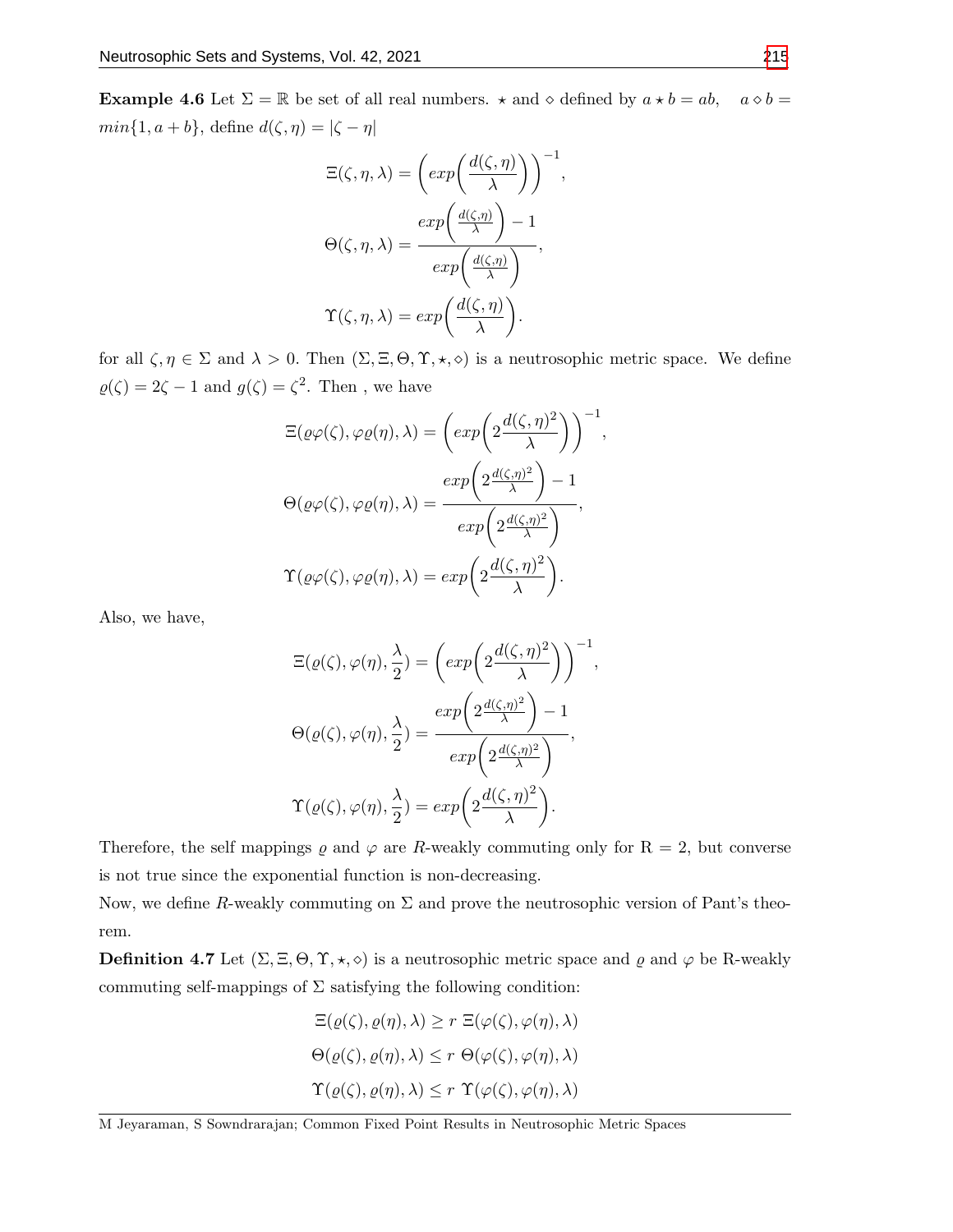**Example 4.6** Let $\Sigma = \mathbb{R}$ be set of all real numbers. $\star$ and $\diamond$ defined by $a \star b = ab, \quad a \diamond b = min\{1, a+b\}$, define $d(\zeta, \eta) = |\zeta - \eta|$

$$\Xi(\zeta, \eta, \lambda) = \left(exp\left(\frac{d(\zeta, \eta)}{\lambda}\right)\right)^{-1},$$

$$\Theta(\zeta, \eta, \lambda) = \frac{exp\left(\frac{d(\zeta,\eta)}{\lambda}\right) - 1}{exp\left(\frac{d(\zeta,\eta)}{\lambda}\right)},$$

$$\Upsilon(\zeta, \eta, \lambda) = exp\left(\frac{d(\zeta, \eta)}{\lambda}\right).$$

for all $\zeta, \eta \in \Sigma$ and $\lambda > 0$. Then $(\Sigma, \Xi, \Theta, \Upsilon, \star, \diamond)$ is a neutrosophic metric space. We define $\varrho(\zeta) = 2\zeta - 1$ and $g(\zeta) = \zeta^2$. Then , we have

$$\Xi(\varrho\varphi(\zeta), \varphi\varrho(\eta), \lambda) = \left(exp\left(2\frac{d(\zeta, \eta)^2}{\lambda}\right)\right)^{-1},$$

$$\Theta(\varrho\varphi(\zeta), \varphi\varrho(\eta), \lambda) = \frac{exp\left(2\frac{d(\zeta,\eta)^2}{\lambda}\right) - 1}{exp\left(2\frac{d(\zeta,\eta)^2}{\lambda}\right)},$$

$$\Upsilon(\varrho\varphi(\zeta), \varphi\varrho(\eta), \lambda) = exp\left(2\frac{d(\zeta, \eta)^2}{\lambda}\right).$$

Also, we have,

$$\Xi(\varrho(\zeta), \varphi(\eta), \frac{\lambda}{2}) = \left(exp\left(2\frac{d(\zeta, \eta)^2}{\lambda}\right)\right)^{-1},$$

$$\Theta(\varrho(\zeta), \varphi(\eta), \frac{\lambda}{2}) = \frac{exp\left(2\frac{d(\zeta,\eta)^2}{\lambda}\right) - 1}{exp\left(2\frac{d(\zeta,\eta)^2}{\lambda}\right)},$$

$$\Upsilon(\varrho(\zeta), \varphi(\eta), \frac{\lambda}{2}) = exp\left(2\frac{d(\zeta, \eta)^2}{\lambda}\right).$$

Therefore, the self mappings $\varrho$ and $\varphi$ are $R$-weakly commuting only for R = 2, but converse is not true since the exponential function is non-decreasing.

Now, we define $R$-weakly commuting on $\Sigma$ and prove the neutrosophic version of Pant's theorem.

**Definition 4.7** Let $(\Sigma, \Xi, \Theta, \Upsilon, \star, \diamond)$ is a neutrosophic metric space and $\varrho$ and $\varphi$ be R-weakly commuting self-mappings of $\Sigma$ satisfying the following condition:

$$\Xi(\varrho(\zeta), \varrho(\eta), \lambda) \geq r \ \Xi(\varphi(\zeta), \varphi(\eta), \lambda)$$

$$\Theta(\varrho(\zeta), \varrho(\eta), \lambda) \leq r \ \Theta(\varphi(\zeta), \varphi(\eta), \lambda)$$

$$\Upsilon(\varrho(\zeta), \varrho(\eta), \lambda) \leq r \ \Upsilon(\varphi(\zeta), \varphi(\eta), \lambda)$$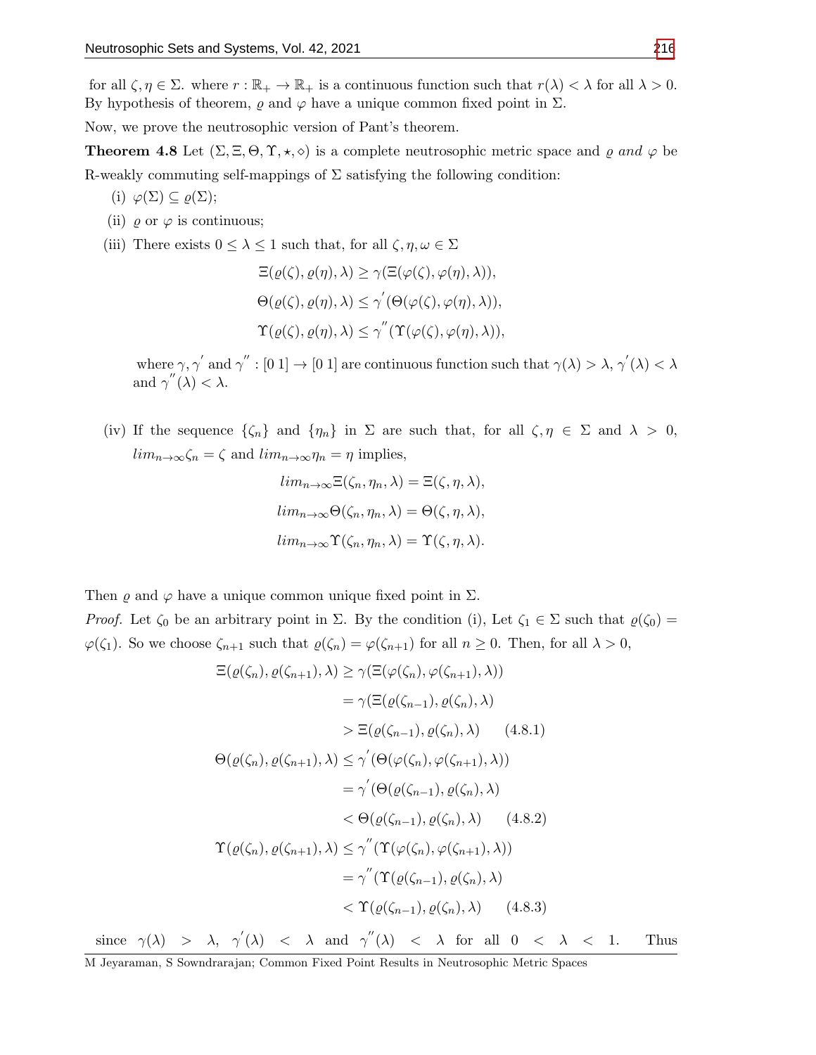for all $\zeta, \eta \in \Sigma$. where $r : \mathbb{R}_+ \to \mathbb{R}_+$ is a continuous function such that $r(\lambda) < \lambda$ for all $\lambda > 0$. By hypothesis of theorem, $\varrho$ and $\varphi$ have a unique common fixed point in $\Sigma$.

Now, we prove the neutrosophic version of Pant's theorem.

**Theorem 4.8** Let $(\Sigma, \Xi, \Theta, \Upsilon, \star, \diamond)$ is a complete neutrosophic metric space and $\varrho$ *and* $\varphi$ be R-weakly commuting self-mappings of $\Sigma$ satisfying the following condition:

(i) $\varphi(\Sigma) \subseteq \varrho(\Sigma)$;

(ii) $\varrho$ or $\varphi$ is continuous;

(iii) There exists $0 \leq \lambda \leq 1$ such that, for all $\zeta, \eta, \omega \in \Sigma$

$$\Xi(\varrho(\zeta), \varrho(\eta), \lambda) \geq \gamma(\Xi(\varphi(\zeta), \varphi(\eta), \lambda)),$$

$$\Theta(\varrho(\zeta), \varrho(\eta), \lambda) \leq \gamma^{'}(\Theta(\varphi(\zeta), \varphi(\eta), \lambda)),$$

$$\Upsilon(\varrho(\zeta), \varrho(\eta), \lambda) \leq \gamma^{''}(\Upsilon(\varphi(\zeta), \varphi(\eta), \lambda)),$$

where $\gamma, \gamma^{'}$ and $\gamma^{''} : [0\ 1] \to [0\ 1]$ are continuous function such that $\gamma(\lambda) > \lambda$, $\gamma^{'}(\lambda) < \lambda$ and $\gamma^{''}(\lambda) < \lambda$.

(iv) If the sequence $\{\zeta_n\}$ and $\{\eta_n\}$ in $\Sigma$ are such that, for all $\zeta, \eta \in \Sigma$ and $\lambda > 0$, $lim_{n\to\infty}\zeta_n = \zeta$ and $lim_{n\to\infty}\eta_n = \eta$ implies,

$$lim_{n\to\infty}\Xi(\zeta_n, \eta_n, \lambda) = \Xi(\zeta, \eta, \lambda),$$

$$lim_{n\to\infty}\Theta(\zeta_n, \eta_n, \lambda) = \Theta(\zeta, \eta, \lambda),$$

$$lim_{n\to\infty}\Upsilon(\zeta_n, \eta_n, \lambda) = \Upsilon(\zeta, \eta, \lambda).$$

Then $\varrho$ and $\varphi$ have a unique common unique fixed point in $\Sigma$.

*Proof.* Let $\zeta_0$ be an arbitrary point in $\Sigma$. By the condition (i), Let $\zeta_1 \in \Sigma$ such that $\varrho(\zeta_0) = \varphi(\zeta_1)$. So we choose $\zeta_{n+1}$ such that $\varrho(\zeta_n) = \varphi(\zeta_{n+1})$ for all $n \geq 0$. Then, for all $\lambda > 0$,

$$\begin{aligned}
\Xi(\varrho(\zeta_n), \varrho(\zeta_{n+1}), \lambda) &\geq \gamma(\Xi(\varphi(\zeta_n), \varphi(\zeta_{n+1}), \lambda)) \\
&= \gamma(\Xi(\varrho(\zeta_{n-1}), \varrho(\zeta_n), \lambda) \\
&> \Xi(\varrho(\zeta_{n-1}), \varrho(\zeta_n), \lambda) \qquad (4.8.1) \\
\Theta(\varrho(\zeta_n), \varrho(\zeta_{n+1}), \lambda) &\leq \gamma^{'}(\Theta(\varphi(\zeta_n), \varphi(\zeta_{n+1}), \lambda)) \\
&= \gamma^{'}(\Theta(\varrho(\zeta_{n-1}), \varrho(\zeta_n), \lambda) \\
&< \Theta(\varrho(\zeta_{n-1}), \varrho(\zeta_n), \lambda) \qquad (4.8.2) \\
\Upsilon(\varrho(\zeta_n), \varrho(\zeta_{n+1}), \lambda) &\leq \gamma^{''}(\Upsilon(\varphi(\zeta_n), \varphi(\zeta_{n+1}), \lambda)) \\
&= \gamma^{''}(\Upsilon(\varrho(\zeta_{n-1}), \varrho(\zeta_n), \lambda) \\
&< \Upsilon(\varrho(\zeta_{n-1}), \varrho(\zeta_n), \lambda) \qquad (4.8.3)
\end{aligned}$$

since $\gamma(\lambda) > \lambda$, $\gamma^{'}(\lambda) < \lambda$ and $\gamma^{''}(\lambda) < \lambda$ for all $0 < \lambda < 1$. Thus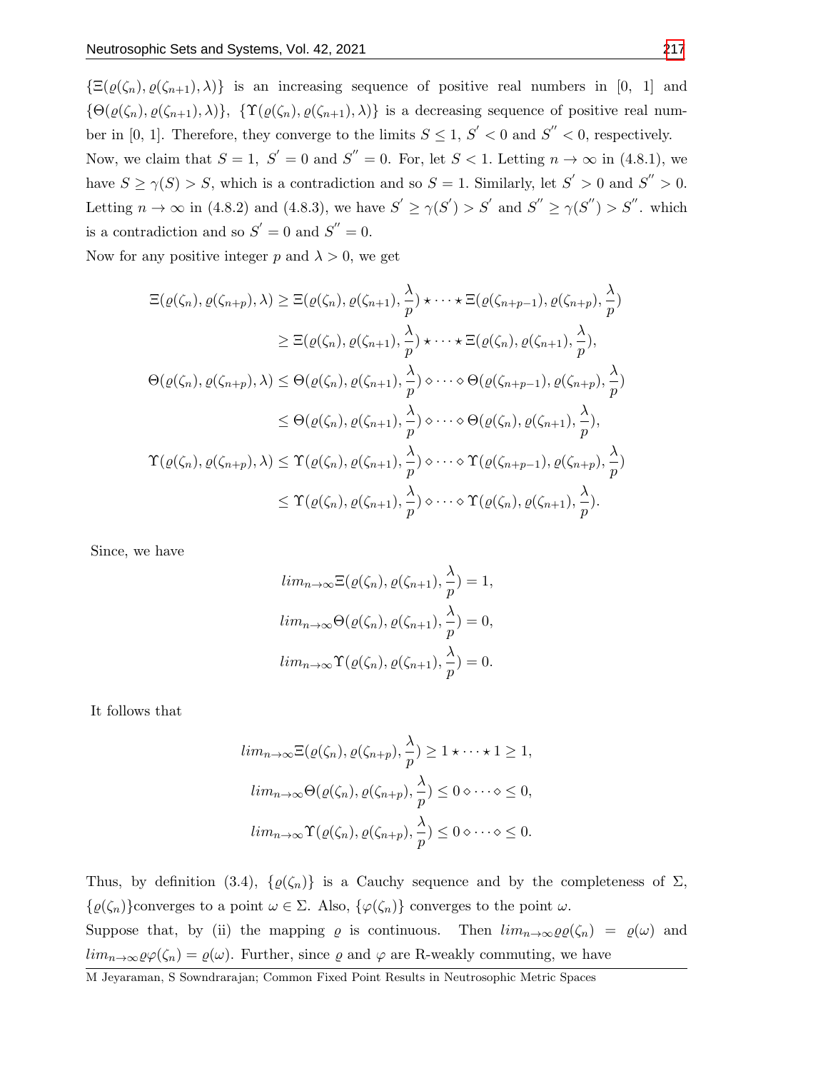$\{\Xi(\varrho(\zeta_n), \varrho(\zeta_{n+1}), \lambda)\}$ is an increasing sequence of positive real numbers in [0, 1] and $\{\Theta(\varrho(\zeta_n), \varrho(\zeta_{n+1}), \lambda)\}$, $\{\Upsilon(\varrho(\zeta_n), \varrho(\zeta_{n+1}), \lambda)\}$ is a decreasing sequence of positive real number in [0, 1]. Therefore, they converge to the limits $S \leq 1$, $S^{'} < 0$ and $S^{''} < 0$, respectively.

Now, we claim that $S = 1$, $S^{'} = 0$ and $S^{''} = 0$. For, let $S < 1$. Letting $n \to \infty$ in (4.8.1), we have $S \geq \gamma(S) > S$, which is a contradiction and so $S = 1$. Similarly, let $S^{'} > 0$ and $S^{''} > 0$. Letting $n \to \infty$ in (4.8.2) and (4.8.3), we have $S^{'} \geq \gamma(S^{'}) > S^{'}$ and $S^{''} \geq \gamma(S^{''}) > S^{''}$. which is a contradiction and so $S^{'} = 0$ and $S^{''} = 0$.

Now for any positive integer $p$ and $\lambda > 0$, we get

$$\begin{aligned}
\Xi(\varrho(\zeta_n), \varrho(\zeta_{n+p}), \lambda) &\geq \Xi(\varrho(\zeta_n), \varrho(\zeta_{n+1}), \frac{\lambda}{p}) \star \cdots \star \Xi(\varrho(\zeta_{n+p-1}), \varrho(\zeta_{n+p}), \frac{\lambda}{p}) \\
&\geq \Xi(\varrho(\zeta_n), \varrho(\zeta_{n+1}), \frac{\lambda}{p}) \star \cdots \star \Xi(\varrho(\zeta_n), \varrho(\zeta_{n+1}), \frac{\lambda}{p}), \\
\Theta(\varrho(\zeta_n), \varrho(\zeta_{n+p}), \lambda) &\leq \Theta(\varrho(\zeta_n), \varrho(\zeta_{n+1}), \frac{\lambda}{p}) \diamond \cdots \diamond \Theta(\varrho(\zeta_{n+p-1}), \varrho(\zeta_{n+p}), \frac{\lambda}{p}) \\
&\leq \Theta(\varrho(\zeta_n), \varrho(\zeta_{n+1}), \frac{\lambda}{p}) \diamond \cdots \diamond \Theta(\varrho(\zeta_n), \varrho(\zeta_{n+1}), \frac{\lambda}{p}), \\
\Upsilon(\varrho(\zeta_n), \varrho(\zeta_{n+p}), \lambda) &\leq \Upsilon(\varrho(\zeta_n), \varrho(\zeta_{n+1}), \frac{\lambda}{p}) \diamond \cdots \diamond \Upsilon(\varrho(\zeta_{n+p-1}), \varrho(\zeta_{n+p}), \frac{\lambda}{p}) \\
&\leq \Upsilon(\varrho(\zeta_n), \varrho(\zeta_{n+1}), \frac{\lambda}{p}) \diamond \cdots \diamond \Upsilon(\varrho(\zeta_n), \varrho(\zeta_{n+1}), \frac{\lambda}{p}).
\end{aligned}$$

Since, we have

$$\begin{aligned}
lim_{n\to\infty}\Xi(\varrho(\zeta_n), \varrho(\zeta_{n+1}), \frac{\lambda}{p}) &= 1, \\
lim_{n\to\infty}\Theta(\varrho(\zeta_n), \varrho(\zeta_{n+1}), \frac{\lambda}{p}) &= 0, \\
lim_{n\to\infty}\Upsilon(\varrho(\zeta_n), \varrho(\zeta_{n+1}), \frac{\lambda}{p}) &= 0.
\end{aligned}$$

It follows that

$$\begin{aligned}
lim_{n\to\infty}\Xi(\varrho(\zeta_n), \varrho(\zeta_{n+p}), \frac{\lambda}{p}) &\geq 1 \star \cdots \star 1 \geq 1, \\
lim_{n\to\infty}\Theta(\varrho(\zeta_n), \varrho(\zeta_{n+p}), \frac{\lambda}{p}) &\leq 0 \diamond \cdots \diamond \leq 0, \\
lim_{n\to\infty}\Upsilon(\varrho(\zeta_n), \varrho(\zeta_{n+p}), \frac{\lambda}{p}) &\leq 0 \diamond \cdots \diamond \leq 0.
\end{aligned}$$

Thus, by definition (3.4), $\{\varrho(\zeta_n)\}$ is a Cauchy sequence and by the completeness of $\Sigma$, $\{\varrho(\zeta_n)\}$converges to a point $\omega \in \Sigma$. Also, $\{\varphi(\zeta_n)\}$ converges to the point $\omega$.

Suppose that, by (ii) the mapping $\varrho$ is continuous. Then $lim_{n\to\infty}\varrho\varrho(\zeta_n) = \varrho(\omega)$ and $lim_{n\to\infty}\varrho\varphi(\zeta_n) = \varrho(\omega)$. Further, since $\varrho$ and $\varphi$ are R-weakly commuting, we have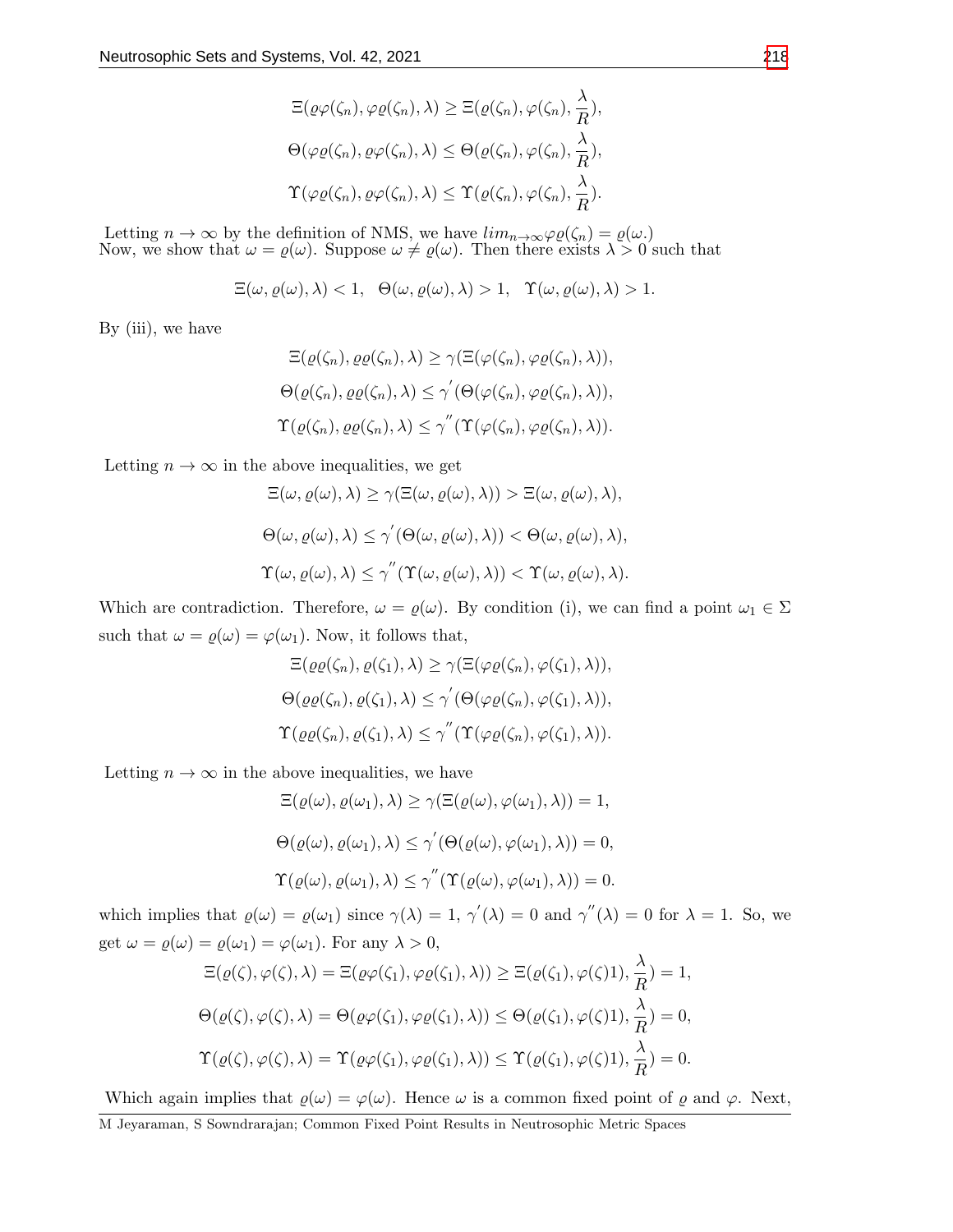$$\Xi(\varrho\varphi(\zeta_n), \varphi\varrho(\zeta_n), \lambda) \geq \Xi(\varrho(\zeta_n), \varphi(\zeta_n), \frac{\lambda}{R}),$$

$$\Theta(\varphi\varrho(\zeta_n), \varrho\varphi(\zeta_n), \lambda) \leq \Theta(\varrho(\zeta_n), \varphi(\zeta_n), \frac{\lambda}{R}),$$

$$\Upsilon(\varphi\varrho(\zeta_n), \varrho\varphi(\zeta_n), \lambda) \leq \Upsilon(\varrho(\zeta_n), \varphi(\zeta_n), \frac{\lambda}{R}).$$

Letting $n \to \infty$ by the definition of NMS, we have $lim_{n\to\infty}\varphi\varrho(\zeta_n) = \varrho(\omega.)$
Now, we show that $\omega = \varrho(\omega)$. Suppose $\omega \neq \varrho(\omega)$. Then there exists $\lambda > 0$ such that

$$\Xi(\omega, \varrho(\omega), \lambda) < 1, \quad \Theta(\omega, \varrho(\omega), \lambda) > 1, \quad \Upsilon(\omega, \varrho(\omega), \lambda) > 1.$$

By (iii), we have

$$\Xi(\varrho(\zeta_n), \varrho\varrho(\zeta_n), \lambda) \geq \gamma(\Xi(\varphi(\zeta_n), \varphi\varrho(\zeta_n), \lambda)),$$

$$\Theta(\varrho(\zeta_n), \varrho\varrho(\zeta_n), \lambda) \leq \gamma^{'}(\Theta(\varphi(\zeta_n), \varphi\varrho(\zeta_n), \lambda)),$$

$$\Upsilon(\varrho(\zeta_n), \varrho\varrho(\zeta_n), \lambda) \leq \gamma^{''}(\Upsilon(\varphi(\zeta_n), \varphi\varrho(\zeta_n), \lambda)).$$

Letting $n \to \infty$ in the above inequalities, we get

$$\Xi(\omega, \varrho(\omega), \lambda) \geq \gamma(\Xi(\omega, \varrho(\omega), \lambda)) > \Xi(\omega, \varrho(\omega), \lambda),$$

$$\Theta(\omega, \varrho(\omega), \lambda) \leq \gamma^{'}(\Theta(\omega, \varrho(\omega), \lambda)) < \Theta(\omega, \varrho(\omega), \lambda),$$

$$\Upsilon(\omega, \varrho(\omega), \lambda) \leq \gamma^{''}(\Upsilon(\omega, \varrho(\omega), \lambda)) < \Upsilon(\omega, \varrho(\omega), \lambda).$$

Which are contradiction. Therefore, $\omega = \varrho(\omega)$. By condition (i), we can find a point $\omega_1 \in \Sigma$ such that $\omega = \varrho(\omega) = \varphi(\omega_1)$. Now, it follows that,

$$\Xi(\varrho\varrho(\zeta_n), \varrho(\zeta_1), \lambda) \geq \gamma(\Xi(\varphi\varrho(\zeta_n), \varphi(\zeta_1), \lambda)),$$

$$\Theta(\varrho\varrho(\zeta_n), \varrho(\zeta_1), \lambda) \leq \gamma^{'}(\Theta(\varphi\varrho(\zeta_n), \varphi(\zeta_1), \lambda)),$$

$$\Upsilon(\varrho\varrho(\zeta_n), \varrho(\zeta_1), \lambda) \leq \gamma^{''}(\Upsilon(\varphi\varrho(\zeta_n), \varphi(\zeta_1), \lambda)).$$

Letting $n \to \infty$ in the above inequalities, we have

$$\Xi(\varrho(\omega), \varrho(\omega_1), \lambda) \geq \gamma(\Xi(\varrho(\omega), \varphi(\omega_1), \lambda)) = 1,$$

$$\Theta(\varrho(\omega), \varrho(\omega_1), \lambda) \leq \gamma^{'}(\Theta(\varrho(\omega), \varphi(\omega_1), \lambda)) = 0,$$

$$\Upsilon(\varrho(\omega), \varrho(\omega_1), \lambda) \leq \gamma^{''}(\Upsilon(\varrho(\omega), \varphi(\omega_1), \lambda)) = 0.$$

which implies that $\varrho(\omega) = \varrho(\omega_1)$ since $\gamma(\lambda) = 1$, $\gamma^{'}(\lambda) = 0$ and $\gamma^{''}(\lambda) = 0$ for $\lambda = 1$. So, we get $\omega = \varrho(\omega) = \varrho(\omega_1) = \varphi(\omega_1)$. For any $\lambda > 0$,

$$\Xi(\varrho(\zeta), \varphi(\zeta), \lambda) = \Xi(\varrho\varphi(\zeta_1), \varphi\varrho(\zeta_1), \lambda)) \geq \Xi(\varrho(\zeta_1), \varphi(\zeta)1), \frac{\lambda}{R}) = 1,$$

$$\Theta(\varrho(\zeta), \varphi(\zeta), \lambda) = \Theta(\varrho\varphi(\zeta_1), \varphi\varrho(\zeta_1), \lambda)) \leq \Theta(\varrho(\zeta_1), \varphi(\zeta)1), \frac{\lambda}{R}) = 0,$$

$$\Upsilon(\varrho(\zeta), \varphi(\zeta), \lambda) = \Upsilon(\varrho\varphi(\zeta_1), \varphi\varrho(\zeta_1), \lambda)) \leq \Upsilon(\varrho(\zeta_1), \varphi(\zeta)1), \frac{\lambda}{R}) = 0.$$

Which again implies that $\varrho(\omega) = \varphi(\omega)$. Hence $\omega$ is a common fixed point of $\varrho$ and $\varphi$. Next,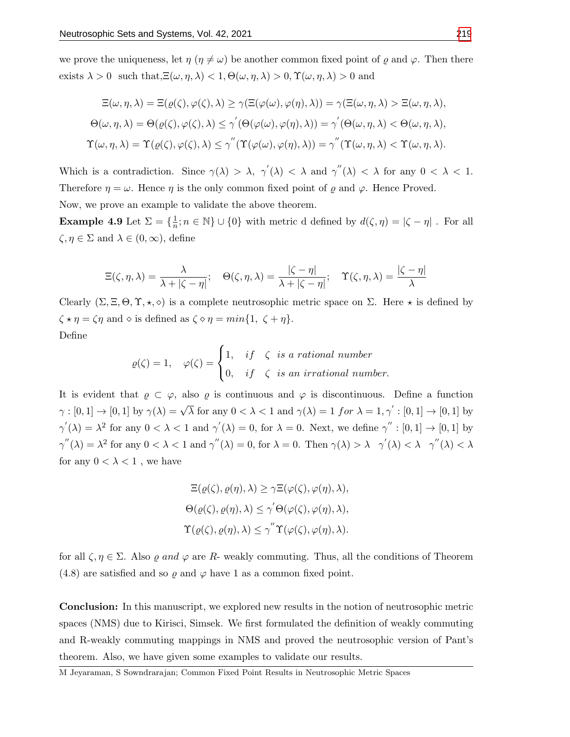we prove the uniqueness, let $\eta$ $(\eta \neq \omega)$ be another common fixed point of $\varrho$ and $\varphi$. Then there exists $\lambda > 0$ such that,$\Xi(\omega, \eta, \lambda) < 1, \Theta(\omega, \eta, \lambda) > 0, \Upsilon(\omega, \eta, \lambda) > 0$ and

$$\Xi(\omega, \eta, \lambda) = \Xi(\varrho(\zeta), \varphi(\zeta), \lambda) \geq \gamma(\Xi(\varphi(\omega), \varphi(\eta), \lambda)) = \gamma(\Xi(\omega, \eta, \lambda) > \Xi(\omega, \eta, \lambda),$$

$$\Theta(\omega, \eta, \lambda) = \Theta(\varrho(\zeta), \varphi(\zeta), \lambda) \leq \gamma^{'}(\Theta(\varphi(\omega), \varphi(\eta), \lambda)) = \gamma^{'}(\Theta(\omega, \eta, \lambda) < \Theta(\omega, \eta, \lambda),$$

$$\Upsilon(\omega, \eta, \lambda) = \Upsilon(\varrho(\zeta), \varphi(\zeta), \lambda) \leq \gamma^{''}(\Upsilon(\varphi(\omega), \varphi(\eta), \lambda)) = \gamma^{''}(\Upsilon(\omega, \eta, \lambda) < \Upsilon(\omega, \eta, \lambda).$$

Which is a contradiction. Since $\gamma(\lambda) > \lambda$, $\gamma^{'}(\lambda) < \lambda$ and $\gamma^{''}(\lambda) < \lambda$ for any $0 < \lambda < 1$. Therefore $\eta = \omega$. Hence $\eta$ is the only common fixed point of $\varrho$ and $\varphi$. Hence Proved.

Now, we prove an example to validate the above theorem.

**Example 4.9** Let $\Sigma = \{\frac{1}{n}; n \in \mathbb{N}\} \cup \{0\}$ with metric d defined by $d(\zeta, \eta) = |\zeta - \eta|$ . For all $\zeta, \eta \in \Sigma$ and $\lambda \in (0, \infty)$, define

$$\Xi(\zeta, \eta, \lambda) = \frac{\lambda}{\lambda + |\zeta - \eta|}; \quad \Theta(\zeta, \eta, \lambda) = \frac{|\zeta - \eta|}{\lambda + |\zeta - \eta|}; \quad \Upsilon(\zeta, \eta, \lambda) = \frac{|\zeta - \eta|}{\lambda}$$

Clearly $(\Sigma, \Xi, \Theta, \Upsilon, \star, \diamond)$ is a complete neutrosophic metric space on $\Sigma$. Here $\star$ is defined by $\zeta \star \eta = \zeta\eta$ and $\diamond$ is defined as $\zeta \diamond \eta = min\{1, \ \zeta + \eta\}$.

Define

$$\varrho(\zeta) = 1, \quad \varphi(\zeta) = \begin{cases} 1, & if \quad \zeta \ \ is \ a \ rational \ number \\ 0, & if \quad \zeta \ \ is \ an \ irrational \ number. \end{cases}$$

It is evident that $\varrho \subset \varphi$, also $\varrho$ is continuous and $\varphi$ is discontinuous. Define a function $\gamma : [0, 1] \to [0, 1]$ by $\gamma(\lambda) = \sqrt{\lambda}$ for any $0 < \lambda < 1$ and $\gamma(\lambda) = 1$ *for* $\lambda = 1, \gamma^{'} : [0, 1] \to [0, 1]$ by $\gamma^{'}(\lambda) = \lambda^2$ for any $0 < \lambda < 1$ and $\gamma^{'}(\lambda) = 0$, for $\lambda = 0$. Next, we define $\gamma^{''} : [0, 1] \to [0, 1]$ by $\gamma^{''}(\lambda) = \lambda^2$ for any $0 < \lambda < 1$ and $\gamma^{''}(\lambda) = 0$, for $\lambda = 0$. Then $\gamma(\lambda) > \lambda \quad \gamma^{'}(\lambda) < \lambda \quad \gamma^{''}(\lambda) < \lambda$ for any $0 < \lambda < 1$ , we have

$$\Xi(\varrho(\zeta), \varrho(\eta), \lambda) \geq \gamma\Xi(\varphi(\zeta), \varphi(\eta), \lambda),$$

$$\Theta(\varrho(\zeta), \varrho(\eta), \lambda) \leq \gamma^{'}\Theta(\varphi(\zeta), \varphi(\eta), \lambda),$$

$$\Upsilon(\varrho(\zeta), \varrho(\eta), \lambda) \leq \gamma^{''}\Upsilon(\varphi(\zeta), \varphi(\eta), \lambda).$$

for all $\zeta, \eta \in \Sigma$. Also $\varrho$ *and* $\varphi$ are *R*- weakly commuting. Thus, all the conditions of Theorem (4.8) are satisfied and so $\varrho$ and $\varphi$ have 1 as a common fixed point.

**Conclusion:** In this manuscript, we explored new results in the notion of neutrosophic metric spaces (NMS) due to Kirisci, Simsek. We first formulated the definition of weakly commuting and R-weakly commuting mappings in NMS and proved the neutrosophic version of Pant's theorem. Also, we have given some examples to validate our results.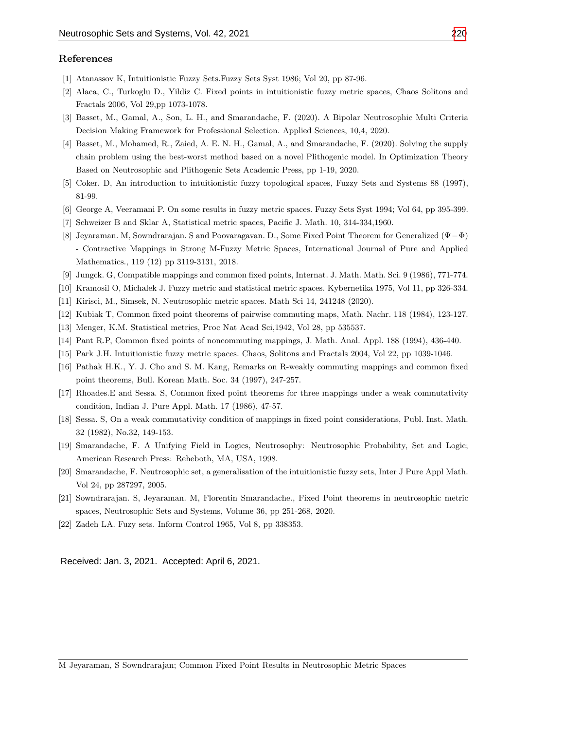## References

[1] Atanassov K, Intuitionistic Fuzzy Sets.Fuzzy Sets Syst 1986; Vol 20, pp 87-96.

[2] Alaca, C., Turkoglu D., Yildiz C. Fixed points in intuitionistic fuzzy metric spaces, Chaos Solitons and Fractals 2006, Vol 29,pp 1073-1078.

[3] Basset, M., Gamal, A., Son, L. H., and Smarandache, F. (2020). A Bipolar Neutrosophic Multi Criteria Decision Making Framework for Professional Selection. Applied Sciences, 10,4, 2020.

[4] Basset, M., Mohamed, R., Zaied, A. E. N. H., Gamal, A., and Smarandache, F. (2020). Solving the supply chain problem using the best-worst method based on a novel Plithogenic model. In Optimization Theory Based on Neutrosophic and Plithogenic Sets Academic Press, pp 1-19, 2020.

[5] Coker. D, An introduction to intuitionistic fuzzy topological spaces, Fuzzy Sets and Systems 88 (1997), 81-99.

[6] George A, Veeramani P. On some results in fuzzy metric spaces. Fuzzy Sets Syst 1994; Vol 64, pp 395-399.

[7] Schweizer B and Sklar A, Statistical metric spaces, Pacific J. Math. 10, 314-334,1960.

[8] Jeyaraman. M, Sowndrarajan. S and Poovaragavan. D., Some Fixed Point Theorem for Generalized $(\Psi - \Phi)$ - Contractive Mappings in Strong M-Fuzzy Metric Spaces, International Journal of Pure and Applied Mathematics., 119 (12) pp 3119-3131, 2018.

[9] Jungck. G, Compatible mappings and common fixed points, Internat. J. Math. Math. Sci. 9 (1986), 771-774.

[10] Kramosil O, Michalek J. Fuzzy metric and statistical metric spaces. Kybernetika 1975, Vol 11, pp 326-334.

[11] Kirisci, M., Simsek, N. Neutrosophic metric spaces. Math Sci 14, 241248 (2020).

[12] Kubiak T, Common fixed point theorems of pairwise commuting maps, Math. Nachr. 118 (1984), 123-127.

[13] Menger, K.M. Statistical metrics, Proc Nat Acad Sci,1942, Vol 28, pp 535537.

[14] Pant R.P, Common fixed points of noncommuting mappings, J. Math. Anal. Appl. 188 (1994), 436-440.

[15] Park J.H. Intuitionistic fuzzy metric spaces. Chaos, Solitons and Fractals 2004, Vol 22, pp 1039-1046.

[16] Pathak H.K., Y. J. Cho and S. M. Kang, Remarks on R-weakly commuting mappings and common fixed point theorems, Bull. Korean Math. Soc. 34 (1997), 247-257.

[17] Rhoades.E and Sessa. S, Common fixed point theorems for three mappings under a weak commutativity condition, Indian J. Pure Appl. Math. 17 (1986), 47-57.

[18] Sessa. S, On a weak commutativity condition of mappings in fixed point considerations, Publ. Inst. Math. 32 (1982), No.32, 149-153.

[19] Smarandache, F. A Unifying Field in Logics, Neutrosophy: Neutrosophic Probability, Set and Logic; American Research Press: Reheboth, MA, USA, 1998.

[20] Smarandache, F. Neutrosophic set, a generalisation of the intuitionistic fuzzy sets, Inter J Pure Appl Math. Vol 24, pp 287297, 2005.

[21] Sowndrarajan. S, Jeyaraman. M, Florentin Smarandache., Fixed Point theorems in neutrosophic metric spaces, Neutrosophic Sets and Systems, Volume 36, pp 251-268, 2020.

[22] Zadeh LA. Fuzy sets. Inform Control 1965, Vol 8, pp 338353.

Received: Jan. 3, 2021. Accepted: April 6, 2021.